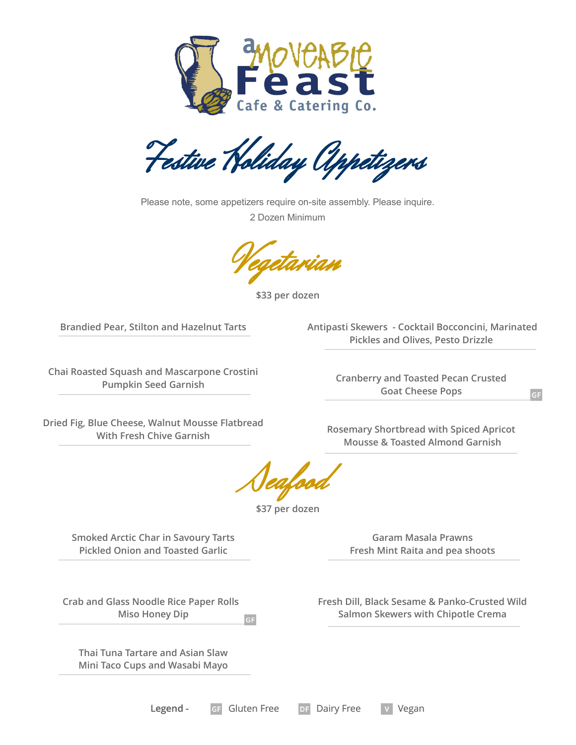# a Moveable Feast

Cafe & Catering Co.

# Festive Holiday Appetizers

Please note, some appetizers require on-site assembly. Please inquire.

2 Dozen Minimum

## Vegetarian

**$33 per dozen**

- Brandied Pear, Stilton and Hazelnut Tarts
- Antipasti Skewers - Cocktail Bocconcini, Marinated Pickles and Olives, Pesto Drizzle
- Chai Roasted Squash and Mascarpone Crostini Pumpkin Seed Garnish
- Cranberry and Toasted Pecan Crusted Goat Cheese Pops (GF)
- Dried Fig, Blue Cheese, Walnut Mousse Flatbread With Fresh Chive Garnish
- Rosemary Shortbread with Spiced Apricot Mousse & Toasted Almond Garnish

## Seafood

**$37 per dozen**

- Smoked Arctic Char in Savoury Tarts Pickled Onion and Toasted Garlic
- Garam Masala Prawns Fresh Mint Raita and pea shoots
- Crab and Glass Noodle Rice Paper Rolls Miso Honey Dip (GF)
- Fresh Dill, Black Sesame & Panko-Crusted Wild Salmon Skewers with Chipotle Crema
- Thai Tuna Tartare and Asian Slaw Mini Taco Cups and Wasabi Mayo

**Legend -** GF Gluten Free DF Dairy Free V Vegan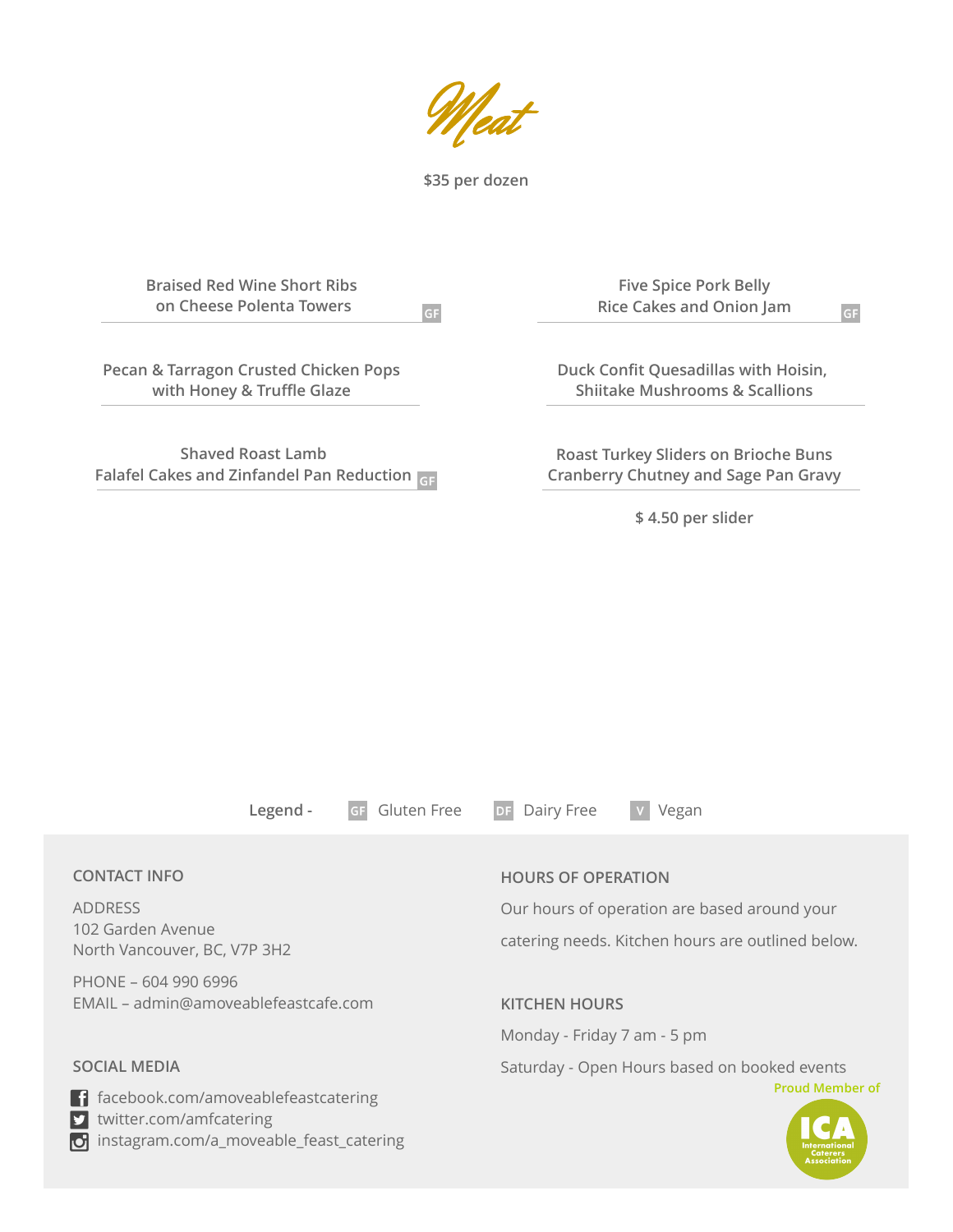# Meat

**$35 per dozen**

**Braised Red Wine Short Ribs on Cheese Polenta Towers** GF

**Five Spice Pork Belly Rice Cakes and Onion Jam** GF

**Pecan & Tarragon Crusted Chicken Pops with Honey & Truffle Glaze**

**Duck Confit Quesadillas with Hoisin, Shiitake Mushrooms & Scallions**

**Shaved Roast Lamb Falafel Cakes and Zinfandel Pan Reduction** GF

**Roast Turkey Sliders on Brioche Buns Cranberry Chutney and Sage Pan Gravy**

**$ 4.50 per slider**

**Legend -** GF Gluten Free DF Dairy Free V Vegan

### CONTACT INFO

ADDRESS
102 Garden Avenue
North Vancouver, BC, V7P 3H2

PHONE – 604 990 6996
EMAIL – admin@amoveablefeastcafe.com

### SOCIAL MEDIA

facebook.com/amoveablefeastcatering
twitter.com/amfcatering
instagram.com/a_moveable_feast_catering

### HOURS OF OPERATION

Our hours of operation are based around your catering needs. Kitchen hours are outlined below.

### KITCHEN HOURS

Monday - Friday 7 am - 5 pm

Saturday - Open Hours based on booked events

Proud Member of ICA International Caterers Association